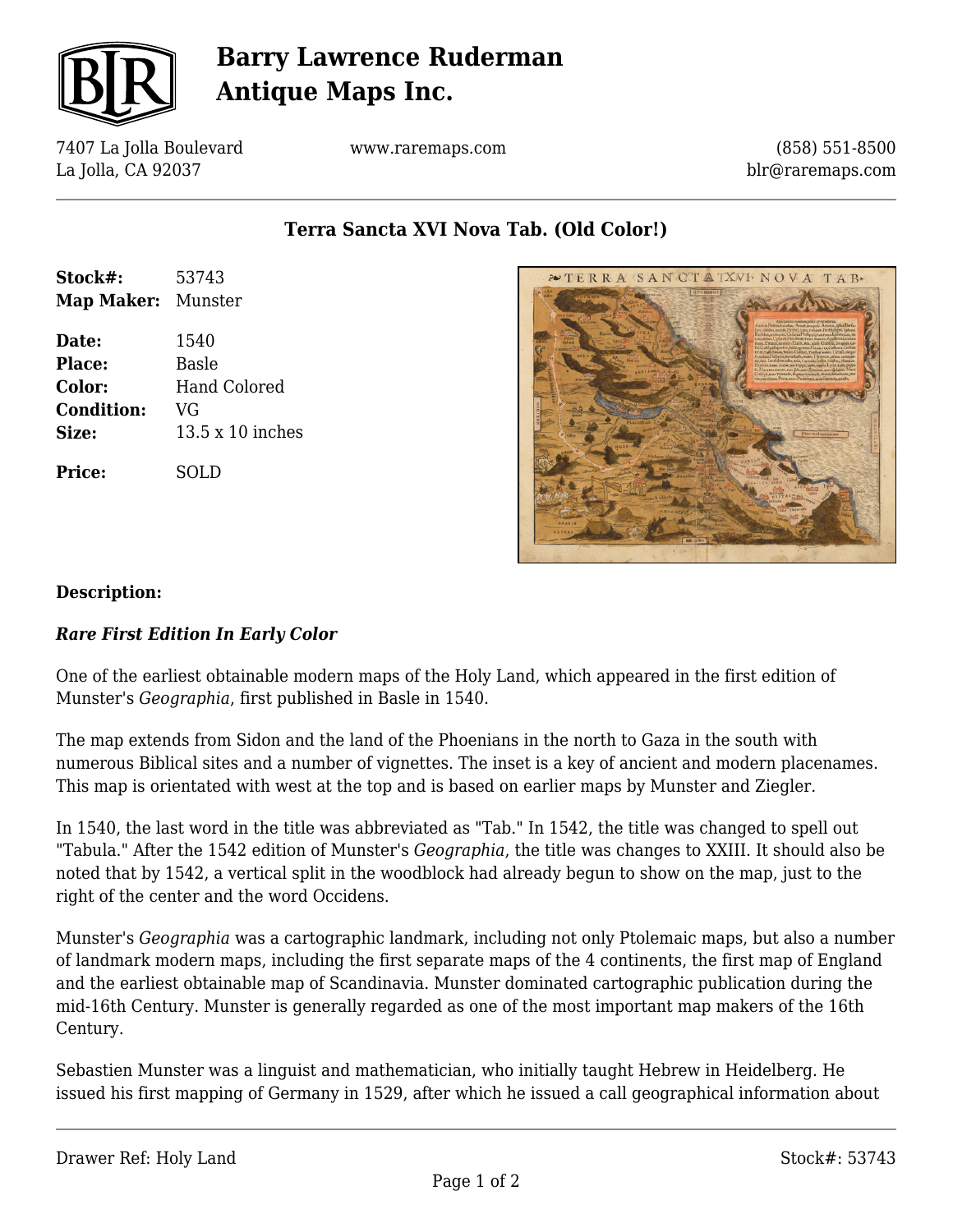# Barry Lawrence Ruderman Antique Maps Inc.

7407 La Jolla Boulevard
La Jolla, CA 92037

www.raremaps.com

(858) 551-8500
blr@raremaps.com

## Terra Sancta XVI Nova Tab. (Old Color!)

| | |
|---|---|
| **Stock#:** | 53743 |
| **Map Maker:** | Munster |
| **Date:** | 1540 |
| **Place:** | Basle |
| **Color:** | Hand Colored |
| **Condition:** | VG |
| **Size:** | 13.5 x 10 inches |
| **Price:** | SOLD |

### Description:

***Rare First Edition In Early Color***

One of the earliest obtainable modern maps of the Holy Land, which appeared in the first edition of Munster's *Geographia*, first published in Basle in 1540.

The map extends from Sidon and the land of the Phoenians in the north to Gaza in the south with numerous Biblical sites and a number of vignettes. The inset is a key of ancient and modern placenames. This map is orientated with west at the top and is based on earlier maps by Munster and Ziegler.

In 1540, the last word in the title was abbreviated as "Tab." In 1542, the title was changed to spell out "Tabula." After the 1542 edition of Munster's *Geographia*, the title was changes to XXIII. It should also be noted that by 1542, a vertical split in the woodblock had already begun to show on the map, just to the right of the center and the word Occidens.

Munster's *Geographia* was a cartographic landmark, including not only Ptolemaic maps, but also a number of landmark modern maps, including the first separate maps of the 4 continents, the first map of England and the earliest obtainable map of Scandinavia. Munster dominated cartographic publication during the mid-16th Century. Munster is generally regarded as one of the most important map makers of the 16th Century.

Sebastien Munster was a linguist and mathematician, who initially taught Hebrew in Heidelberg. He issued his first mapping of Germany in 1529, after which he issued a call geographical information about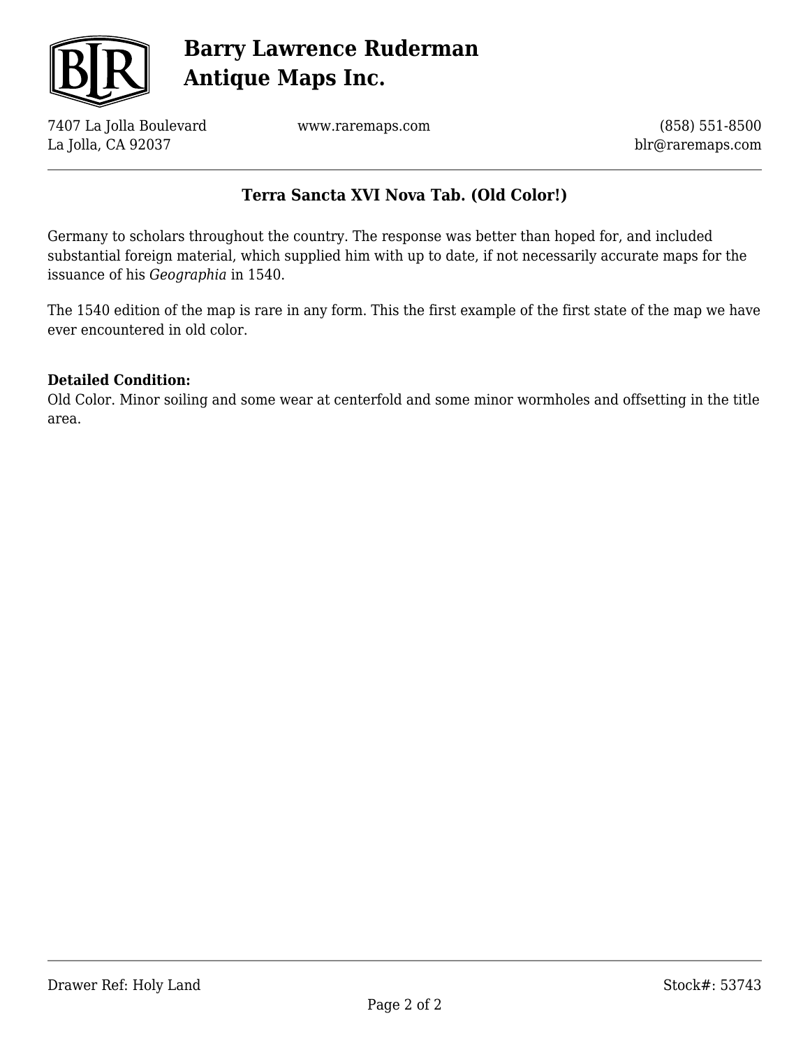## Terra Sancta XVI Nova Tab. (Old Color!)

Germany to scholars throughout the country. The response was better than hoped for, and included substantial foreign material, which supplied him with up to date, if not necessarily accurate maps for the issuance of his *Geographia* in 1540.

The 1540 edition of the map is rare in any form. This the first example of the first state of the map we have ever encountered in old color.

**Detailed Condition:**
Old Color. Minor soiling and some wear at centerfold and some minor wormholes and offsetting in the title area.